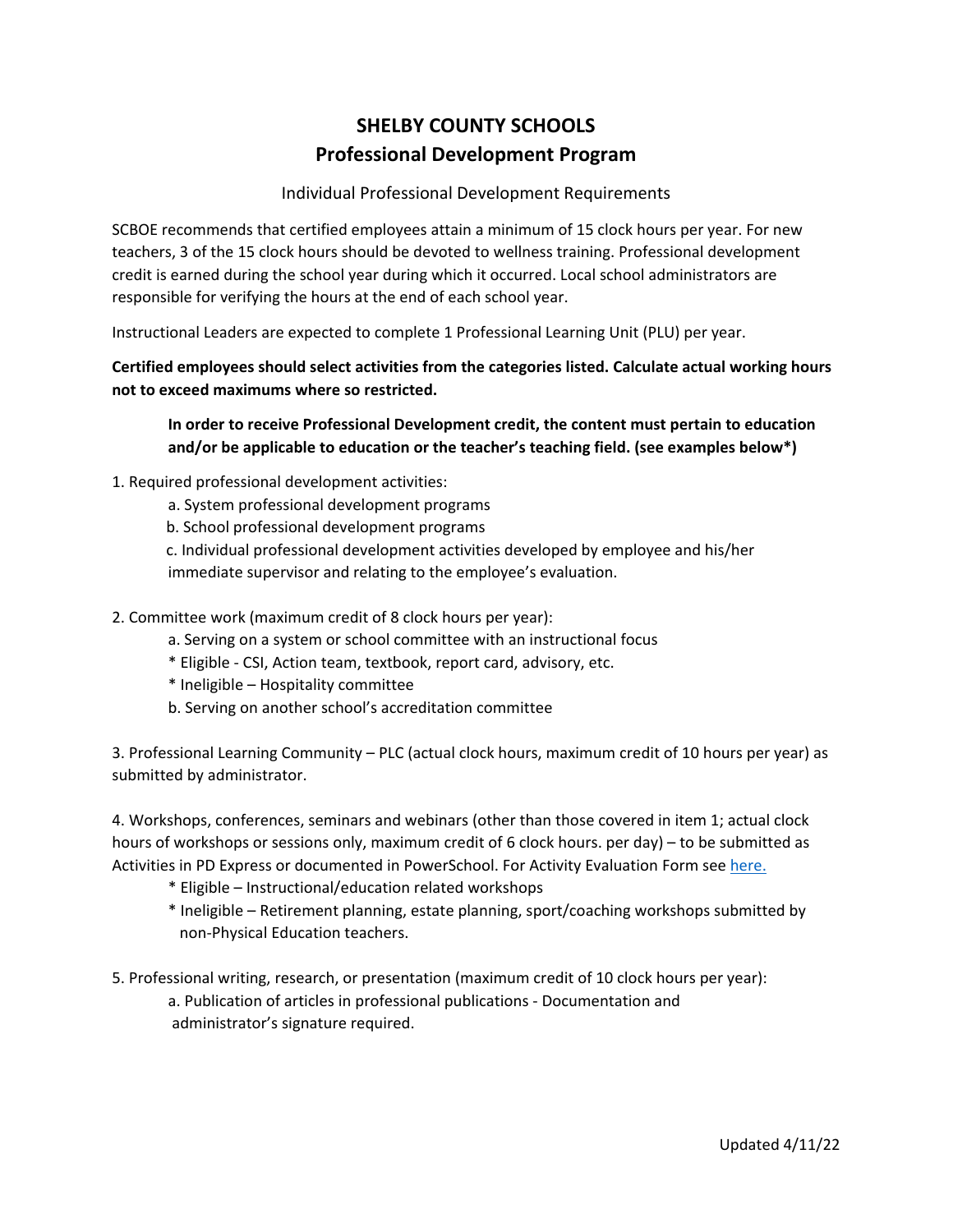# SHELBY COUNTY SCHOOLS
## Professional Development Program

### Individual Professional Development Requirements

SCBOE recommends that certified employees attain a minimum of 15 clock hours per year. For new teachers, 3 of the 15 clock hours should be devoted to wellness training. Professional development credit is earned during the school year during which it occurred. Local school administrators are responsible for verifying the hours at the end of each school year.

Instructional Leaders are expected to complete 1 Professional Learning Unit (PLU) per year.

**Certified employees should select activities from the categories listed. Calculate actual working hours not to exceed maximums where so restricted.**

> **In order to receive Professional Development credit, the content must pertain to education and/or be applicable to education or the teacher's teaching field. (see examples below*)**

1. Required professional development activities:
   a. System professional development programs
   b. School professional development programs
   c. Individual professional development activities developed by employee and his/her immediate supervisor and relating to the employee's evaluation.

2. Committee work (maximum credit of 8 clock hours per year):
   a. Serving on a system or school committee with an instructional focus
   * Eligible - CSI, Action team, textbook, report card, advisory, etc.
   * Ineligible – Hospitality committee
   b. Serving on another school's accreditation committee

3. Professional Learning Community – PLC (actual clock hours, maximum credit of 10 hours per year) as submitted by administrator.

4. Workshops, conferences, seminars and webinars (other than those covered in item 1; actual clock hours of workshops or sessions only, maximum credit of 6 clock hours. per day) – to be submitted as Activities in PD Express or documented in PowerSchool. For Activity Evaluation Form see here.
   * Eligible – Instructional/education related workshops
   * Ineligible – Retirement planning, estate planning, sport/coaching workshops submitted by non-Physical Education teachers.

5. Professional writing, research, or presentation (maximum credit of 10 clock hours per year):
   a. Publication of articles in professional publications - Documentation and administrator's signature required.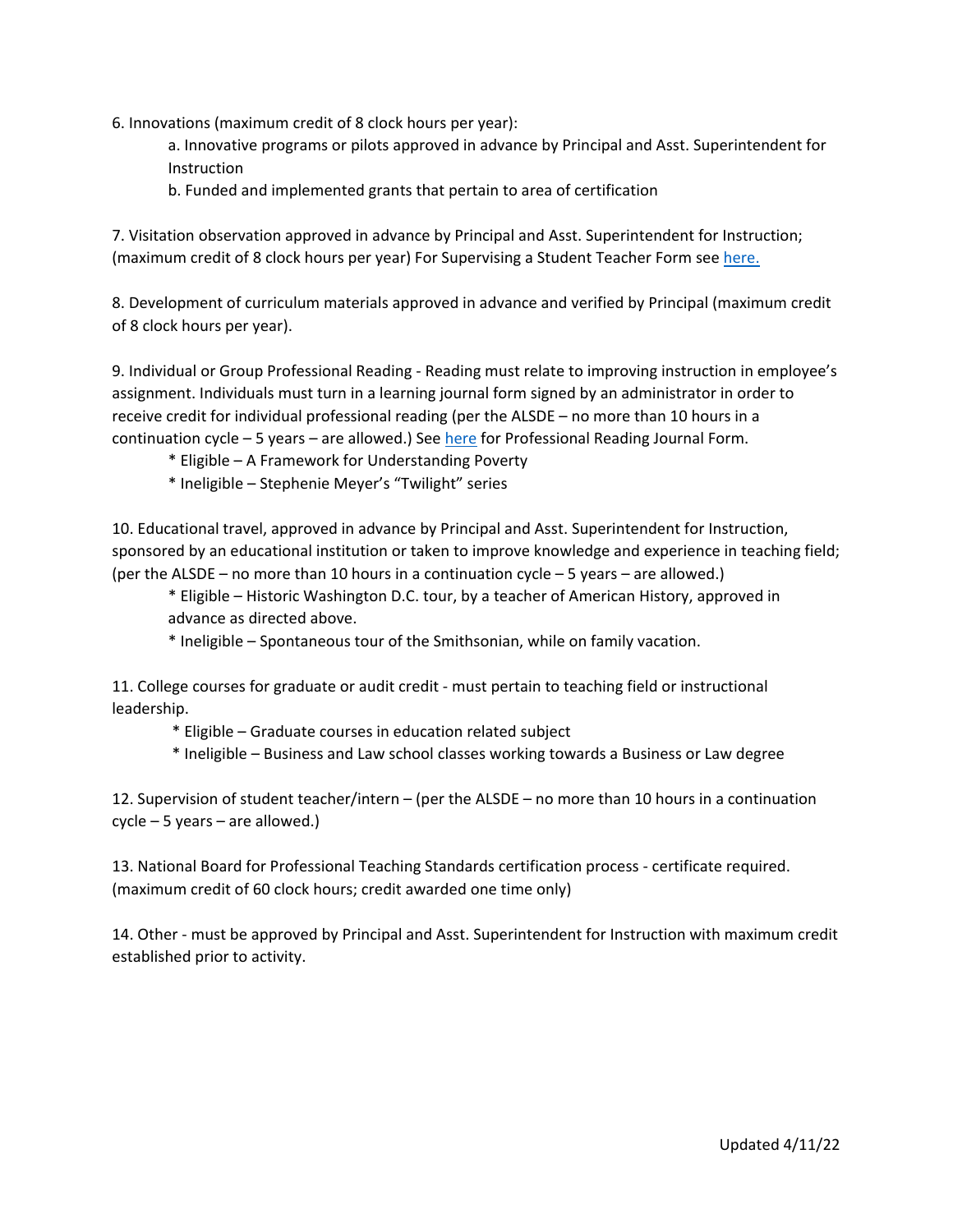6. Innovations (maximum credit of 8 clock hours per year):
    a. Innovative programs or pilots approved in advance by Principal and Asst. Superintendent for Instruction
    b. Funded and implemented grants that pertain to area of certification

7. Visitation observation approved in advance by Principal and Asst. Superintendent for Instruction; (maximum credit of 8 clock hours per year) For Supervising a Student Teacher Form see here.

8. Development of curriculum materials approved in advance and verified by Principal (maximum credit of 8 clock hours per year).

9. Individual or Group Professional Reading - Reading must relate to improving instruction in employee's assignment. Individuals must turn in a learning journal form signed by an administrator in order to receive credit for individual professional reading (per the ALSDE – no more than 10 hours in a continuation cycle – 5 years – are allowed.) See here for Professional Reading Journal Form.
    * Eligible – A Framework for Understanding Poverty
    * Ineligible – Stephenie Meyer's "Twilight" series

10. Educational travel, approved in advance by Principal and Asst. Superintendent for Instruction, sponsored by an educational institution or taken to improve knowledge and experience in teaching field; (per the ALSDE – no more than 10 hours in a continuation cycle – 5 years – are allowed.)
    * Eligible – Historic Washington D.C. tour, by a teacher of American History, approved in advance as directed above.
    * Ineligible – Spontaneous tour of the Smithsonian, while on family vacation.

11. College courses for graduate or audit credit - must pertain to teaching field or instructional leadership.
    * Eligible – Graduate courses in education related subject
    * Ineligible – Business and Law school classes working towards a Business or Law degree

12. Supervision of student teacher/intern – (per the ALSDE – no more than 10 hours in a continuation cycle – 5 years – are allowed.)

13. National Board for Professional Teaching Standards certification process - certificate required. (maximum credit of 60 clock hours; credit awarded one time only)

14. Other - must be approved by Principal and Asst. Superintendent for Instruction with maximum credit established prior to activity.

Updated 4/11/22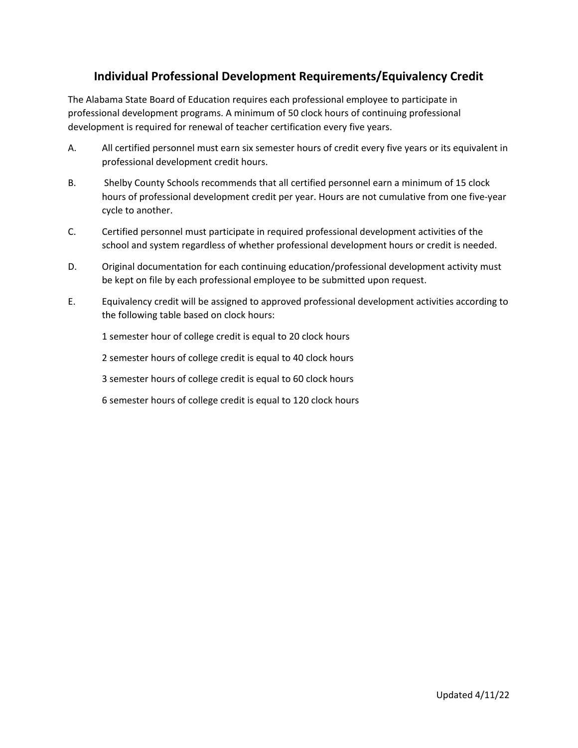## Individual Professional Development Requirements/Equivalency Credit

The Alabama State Board of Education requires each professional employee to participate in professional development programs. A minimum of 50 clock hours of continuing professional development is required for renewal of teacher certification every five years.

A. All certified personnel must earn six semester hours of credit every five years or its equivalent in professional development credit hours.

B. Shelby County Schools recommends that all certified personnel earn a minimum of 15 clock hours of professional development credit per year. Hours are not cumulative from one five-year cycle to another.

C. Certified personnel must participate in required professional development activities of the school and system regardless of whether professional development hours or credit is needed.

D. Original documentation for each continuing education/professional development activity must be kept on file by each professional employee to be submitted upon request.

E. Equivalency credit will be assigned to approved professional development activities according to the following table based on clock hours:

   1 semester hour of college credit is equal to 20 clock hours

   2 semester hours of college credit is equal to 40 clock hours

   3 semester hours of college credit is equal to 60 clock hours

   6 semester hours of college credit is equal to 120 clock hours

Updated 4/11/22